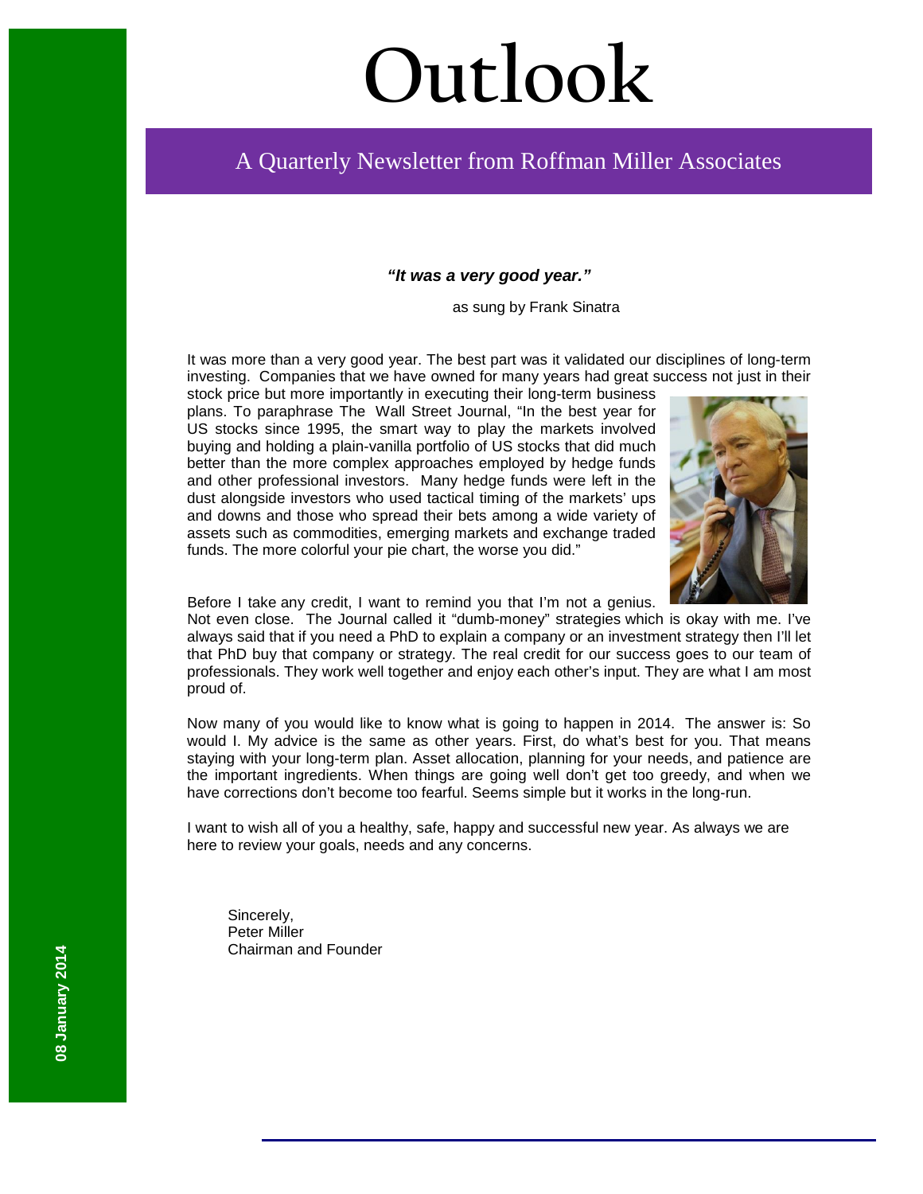# Outlook

## A Quarterly Newsletter from Roffman Miller Associates

08 January 2014

***"It was a very good year."***

as sung by Frank Sinatra

It was more than a very good year. The best part was it validated our disciplines of long-term investing. Companies that we have owned for many years had great success not just in their stock price but more importantly in executing their long-term business plans. To paraphrase The Wall Street Journal, "In the best year for US stocks since 1995, the smart way to play the markets involved buying and holding a plain-vanilla portfolio of US stocks that did much better than the more complex approaches employed by hedge funds and other professional investors. Many hedge funds were left in the dust alongside investors who used tactical timing of the markets' ups and downs and those who spread their bets among a wide variety of assets such as commodities, emerging markets and exchange traded funds. The more colorful your pie chart, the worse you did."

Before I take any credit, I want to remind you that I'm not a genius. Not even close. The Journal called it "dumb-money" strategies which is okay with me. I've always said that if you need a PhD to explain a company or an investment strategy then I'll let that PhD buy that company or strategy. The real credit for our success goes to our team of professionals. They work well together and enjoy each other's input. They are what I am most proud of.

Now many of you would like to know what is going to happen in 2014. The answer is: So would I. My advice is the same as other years. First, do what's best for you. That means staying with your long-term plan. Asset allocation, planning for your needs, and patience are the important ingredients. When things are going well don't get too greedy, and when we have corrections don't become too fearful. Seems simple but it works in the long-run.

I want to wish all of you a healthy, safe, happy and successful new year. As always we are here to review your goals, needs and any concerns.

Sincerely,
Peter Miller
Chairman and Founder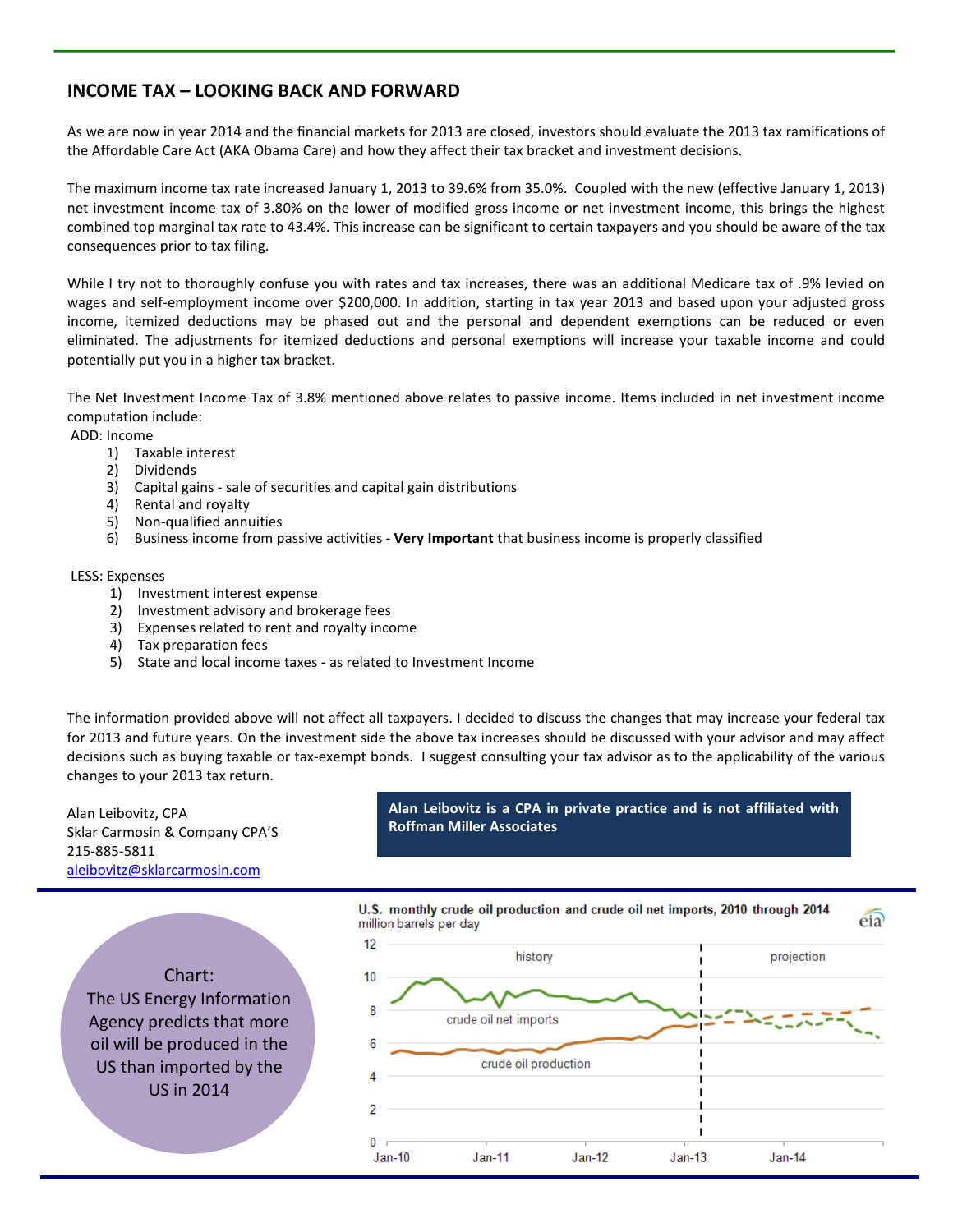## INCOME TAX – LOOKING BACK AND FORWARD

As we are now in year 2014 and the financial markets for 2013 are closed, investors should evaluate the 2013 tax ramifications of the Affordable Care Act (AKA Obama Care) and how they affect their tax bracket and investment decisions.

The maximum income tax rate increased January 1, 2013 to 39.6% from 35.0%. Coupled with the new (effective January 1, 2013) net investment income tax of 3.80% on the lower of modified gross income or net investment income, this brings the highest combined top marginal tax rate to 43.4%. This increase can be significant to certain taxpayers and you should be aware of the tax consequences prior to tax filing.

While I try not to thoroughly confuse you with rates and tax increases, there was an additional Medicare tax of .9% levied on wages and self-employment income over $200,000. In addition, starting in tax year 2013 and based upon your adjusted gross income, itemized deductions may be phased out and the personal and dependent exemptions can be reduced or even eliminated. The adjustments for itemized deductions and personal exemptions will increase your taxable income and could potentially put you in a higher tax bracket.

The Net Investment Income Tax of 3.8% mentioned above relates to passive income. Items included in net investment income computation include:

ADD: Income

1) Taxable interest
2) Dividends
3) Capital gains - sale of securities and capital gain distributions
4) Rental and royalty
5) Non-qualified annuities
6) Business income from passive activities - **Very Important** that business income is properly classified

LESS: Expenses

1) Investment interest expense
2) Investment advisory and brokerage fees
3) Expenses related to rent and royalty income
4) Tax preparation fees
5) State and local income taxes - as related to Investment Income

The information provided above will not affect all taxpayers. I decided to discuss the changes that may increase your federal tax for 2013 and future years. On the investment side the above tax increases should be discussed with your advisor and may affect decisions such as buying taxable or tax-exempt bonds. I suggest consulting your tax advisor as to the applicability of the various changes to your 2013 tax return.

Alan Leibovitz, CPA
Sklar Carmosin & Company CPA'S
215-885-5811
aleibovitz@sklarcarmosin.com

**Alan Leibovitz is a CPA in private practice and is not affiliated with Roffman Miller Associates**

Chart:
The US Energy Information Agency predicts that more oil will be produced in the US than imported by the US in 2014

**U.S. monthly crude oil production and crude oil net imports, 2010 through 2014**
million barrels per day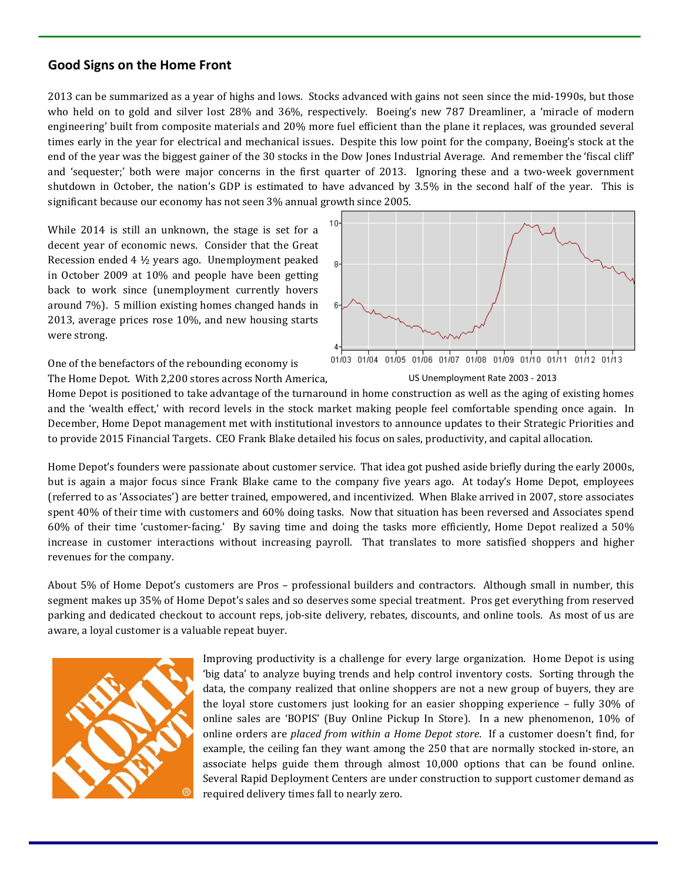## Good Signs on the Home Front

2013 can be summarized as a year of highs and lows. Stocks advanced with gains not seen since the mid-1990s, but those who held on to gold and silver lost 28% and 36%, respectively. Boeing's new 787 Dreamliner, a 'miracle of modern engineering' built from composite materials and 20% more fuel efficient than the plane it replaces, was grounded several times early in the year for electrical and mechanical issues. Despite this low point for the company, Boeing's stock at the end of the year was the biggest gainer of the 30 stocks in the Dow Jones Industrial Average. And remember the 'fiscal cliff' and 'sequester;' both were major concerns in the first quarter of 2013. Ignoring these and a two-week government shutdown in October, the nation's GDP is estimated to have advanced by 3.5% in the second half of the year. This is significant because our economy has not seen 3% annual growth since 2005.

While 2014 is still an unknown, the stage is set for a decent year of economic news. Consider that the Great Recession ended 4 ½ years ago. Unemployment peaked in October 2009 at 10% and people have been getting back to work since (unemployment currently hovers around 7%). 5 million existing homes changed hands in 2013, average prices rose 10%, and new housing starts were strong.

US Unemployment Rate 2003 - 2013

One of the benefactors of the rebounding economy is The Home Depot. With 2,200 stores across North America, Home Depot is positioned to take advantage of the turnaround in home construction as well as the aging of existing homes and the 'wealth effect,' with record levels in the stock market making people feel comfortable spending once again. In December, Home Depot management met with institutional investors to announce updates to their Strategic Priorities and to provide 2015 Financial Targets. CEO Frank Blake detailed his focus on sales, productivity, and capital allocation.

Home Depot's founders were passionate about customer service. That idea got pushed aside briefly during the early 2000s, but is again a major focus since Frank Blake came to the company five years ago. At today's Home Depot, employees (referred to as 'Associates') are better trained, empowered, and incentivized. When Blake arrived in 2007, store associates spent 40% of their time with customers and 60% doing tasks. Now that situation has been reversed and Associates spend 60% of their time 'customer-facing.' By saving time and doing the tasks more efficiently, Home Depot realized a 50% increase in customer interactions without increasing payroll. That translates to more satisfied shoppers and higher revenues for the company.

About 5% of Home Depot's customers are Pros – professional builders and contractors. Although small in number, this segment makes up 35% of Home Depot's sales and so deserves some special treatment. Pros get everything from reserved parking and dedicated checkout to account reps, job-site delivery, rebates, discounts, and online tools. As most of us are aware, a loyal customer is a valuable repeat buyer.

Improving productivity is a challenge for every large organization. Home Depot is using 'big data' to analyze buying trends and help control inventory costs. Sorting through the data, the company realized that online shoppers are not a new group of buyers, they are the loyal store customers just looking for an easier shopping experience – fully 30% of online sales are 'BOPIS' (Buy Online Pickup In Store). In a new phenomenon, 10% of online orders are *placed from within a Home Depot store*. If a customer doesn't find, for example, the ceiling fan they want among the 250 that are normally stocked in-store, an associate helps guide them through almost 10,000 options that can be found online. Several Rapid Deployment Centers are under construction to support customer demand as required delivery times fall to nearly zero.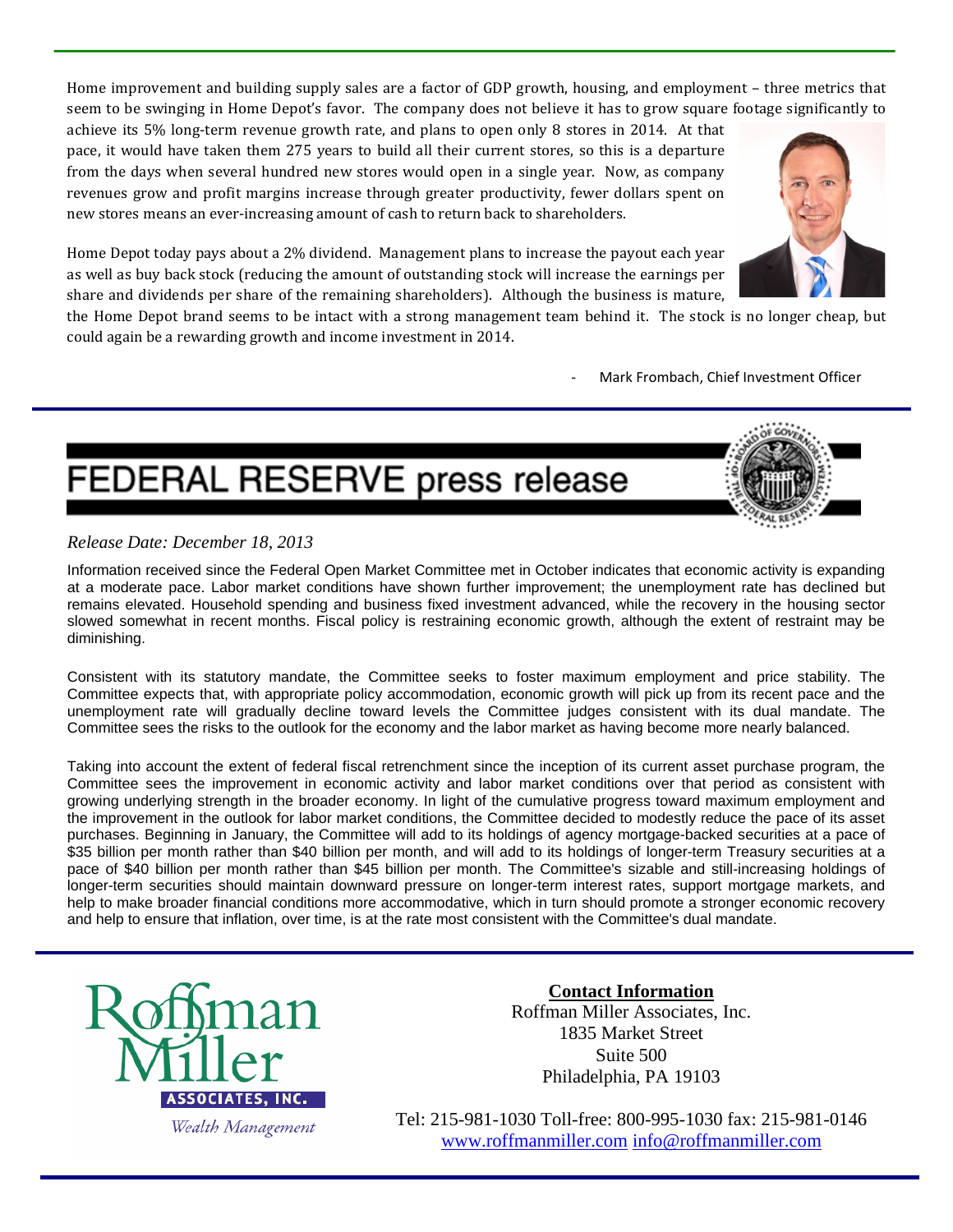Home improvement and building supply sales are a factor of GDP growth, housing, and employment – three metrics that seem to be swinging in Home Depot's favor. The company does not believe it has to grow square footage significantly to achieve its 5% long-term revenue growth rate, and plans to open only 8 stores in 2014. At that pace, it would have taken them 275 years to build all their current stores, so this is a departure from the days when several hundred new stores would open in a single year. Now, as company revenues grow and profit margins increase through greater productivity, fewer dollars spent on new stores means an ever-increasing amount of cash to return back to shareholders.

Home Depot today pays about a 2% dividend. Management plans to increase the payout each year as well as buy back stock (reducing the amount of outstanding stock will increase the earnings per share and dividends per share of the remaining shareholders). Although the business is mature, the Home Depot brand seems to be intact with a strong management team behind it. The stock is no longer cheap, but could again be a rewarding growth and income investment in 2014.

- Mark Frombach, Chief Investment Officer

# FEDERAL RESERVE press release

*Release Date: December 18, 2013*

Information received since the Federal Open Market Committee met in October indicates that economic activity is expanding at a moderate pace. Labor market conditions have shown further improvement; the unemployment rate has declined but remains elevated. Household spending and business fixed investment advanced, while the recovery in the housing sector slowed somewhat in recent months. Fiscal policy is restraining economic growth, although the extent of restraint may be diminishing.

Consistent with its statutory mandate, the Committee seeks to foster maximum employment and price stability. The Committee expects that, with appropriate policy accommodation, economic growth will pick up from its recent pace and the unemployment rate will gradually decline toward levels the Committee judges consistent with its dual mandate. The Committee sees the risks to the outlook for the economy and the labor market as having become more nearly balanced.

Taking into account the extent of federal fiscal retrenchment since the inception of its current asset purchase program, the Committee sees the improvement in economic activity and labor market conditions over that period as consistent with growing underlying strength in the broader economy. In light of the cumulative progress toward maximum employment and the improvement in the outlook for labor market conditions, the Committee decided to modestly reduce the pace of its asset purchases. Beginning in January, the Committee will add to its holdings of agency mortgage-backed securities at a pace of $35 billion per month rather than $40 billion per month, and will add to its holdings of longer-term Treasury securities at a pace of $40 billion per month rather than $45 billion per month. The Committee's sizable and still-increasing holdings of longer-term securities should maintain downward pressure on longer-term interest rates, support mortgage markets, and help to make broader financial conditions more accommodative, which in turn should promote a stronger economic recovery and help to ensure that inflation, over time, is at the rate most consistent with the Committee's dual mandate.

Roffman Miller
ASSOCIATES, INC.
Wealth Management

**Contact Information**

Roffman Miller Associates, Inc.
1835 Market Street
Suite 500
Philadelphia, PA 19103

Tel: 215-981-1030 Toll-free: 800-995-1030 fax: 215-981-0146
www.roffmanmiller.com info@roffmanmiller.com